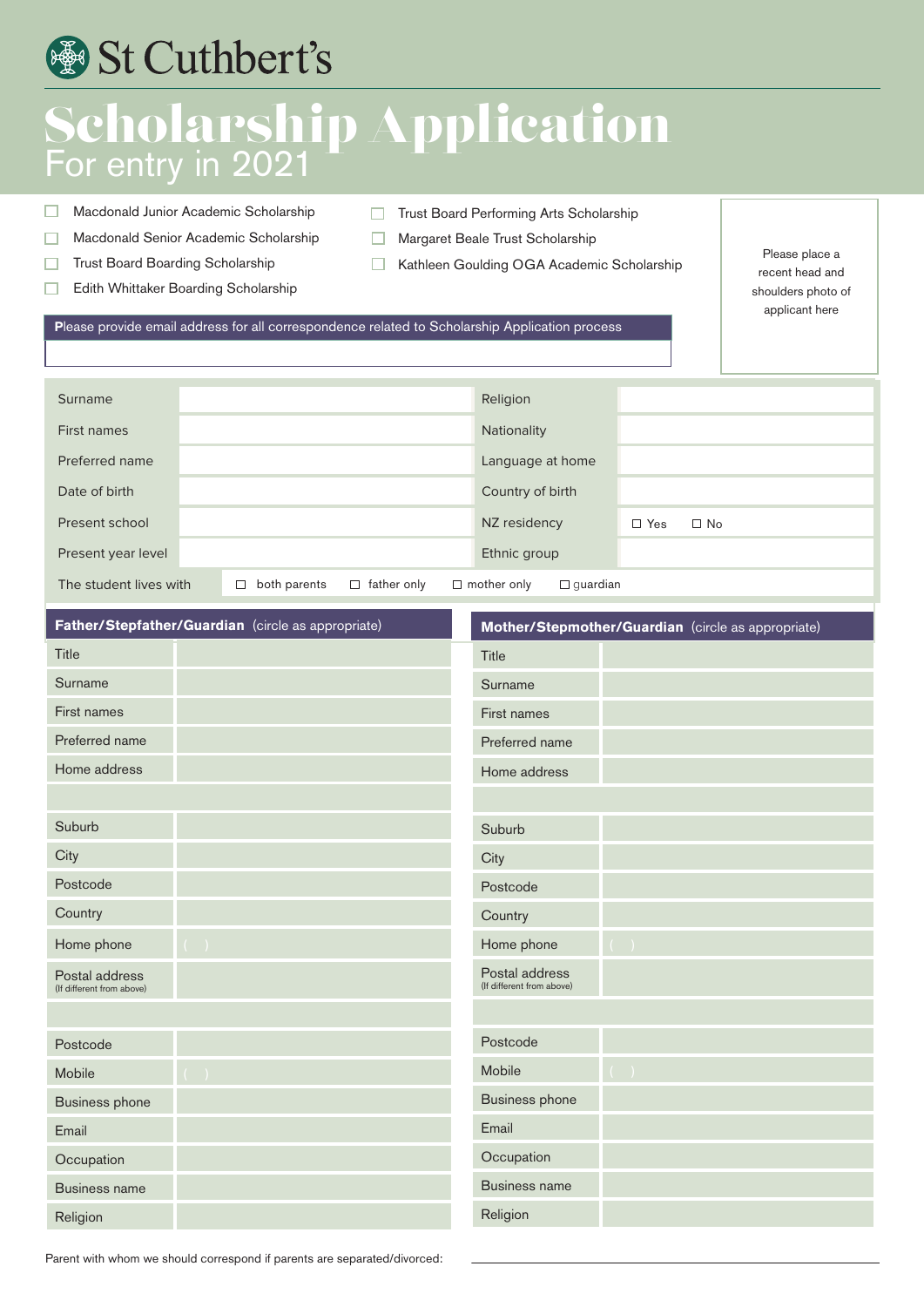St Cuthbert's

# Scholarship Application

## For entry in 2021

- ☐ Macdonald Junior Academic Scholarship
- ☐ Macdonald Senior Academic Scholarship
- ☐ Trust Board Boarding Scholarship
- ☐ Edith Whittaker Boarding Scholarship
- ☐ Trust Board Performing Arts Scholarship
- ☐ Margaret Beale Trust Scholarship
- ☐ Kathleen Goulding OGA Academic Scholarship

Please place a recent head and shoulders photo of applicant here

**Please provide email address for all correspondence related to Scholarship Application process**

| | | | |
|---|---|---|---|
| Surname | | Religion | |
| First names | | Nationality | |
| Preferred name | | Language at home | |
| Date of birth | | Country of birth | |
| Present school | | NZ residency | ☐ Yes ☐ No |
| Present year level | | Ethnic group | |

The student lives with ☐ both parents ☐ father only ☐ mother only ☐ guardian

| **Father/Stepfather/Guardian** (circle as appropriate) | |
|---|---|
| Title | |
| Surname | |
| First names | |
| Preferred name | |
| Home address | |
| | |
| Suburb | |
| City | |
| Postcode | |
| Country | |
| Home phone | ( ) |
| Postal address (If different from above) | |
| | |
| Postcode | |
| Mobile | ( ) |
| Business phone | |
| Email | |
| Occupation | |
| Business name | |
| Religion | |

| **Mother/Stepmother/Guardian** (circle as appropriate) | |
|---|---|
| Title | |
| Surname | |
| First names | |
| Preferred name | |
| Home address | |
| | |
| Suburb | |
| City | |
| Postcode | |
| Country | |
| Home phone | ( ) |
| Postal address (If different from above) | |
| | |
| Postcode | |
| Mobile | ( ) |
| Business phone | |
| Email | |
| Occupation | |
| Business name | |
| Religion | |

Parent with whom we should correspond if parents are separated/divorced: ______________________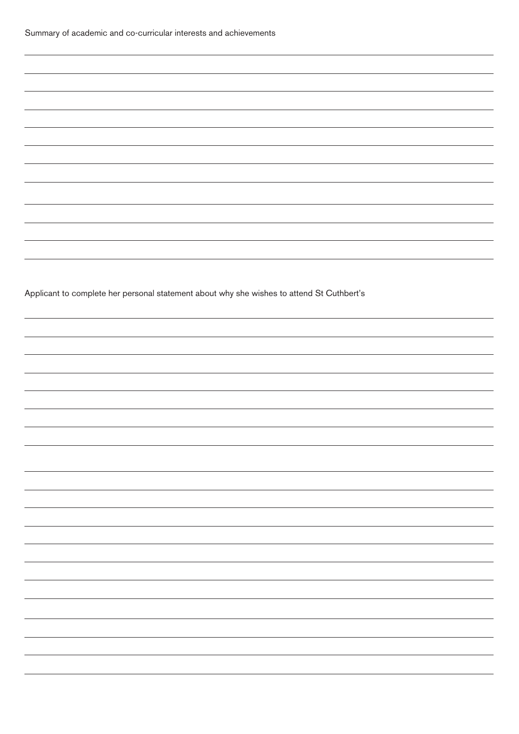Summary of academic and co-curricular interests and achievements

Applicant to complete her personal statement about why she wishes to attend St Cuthbert's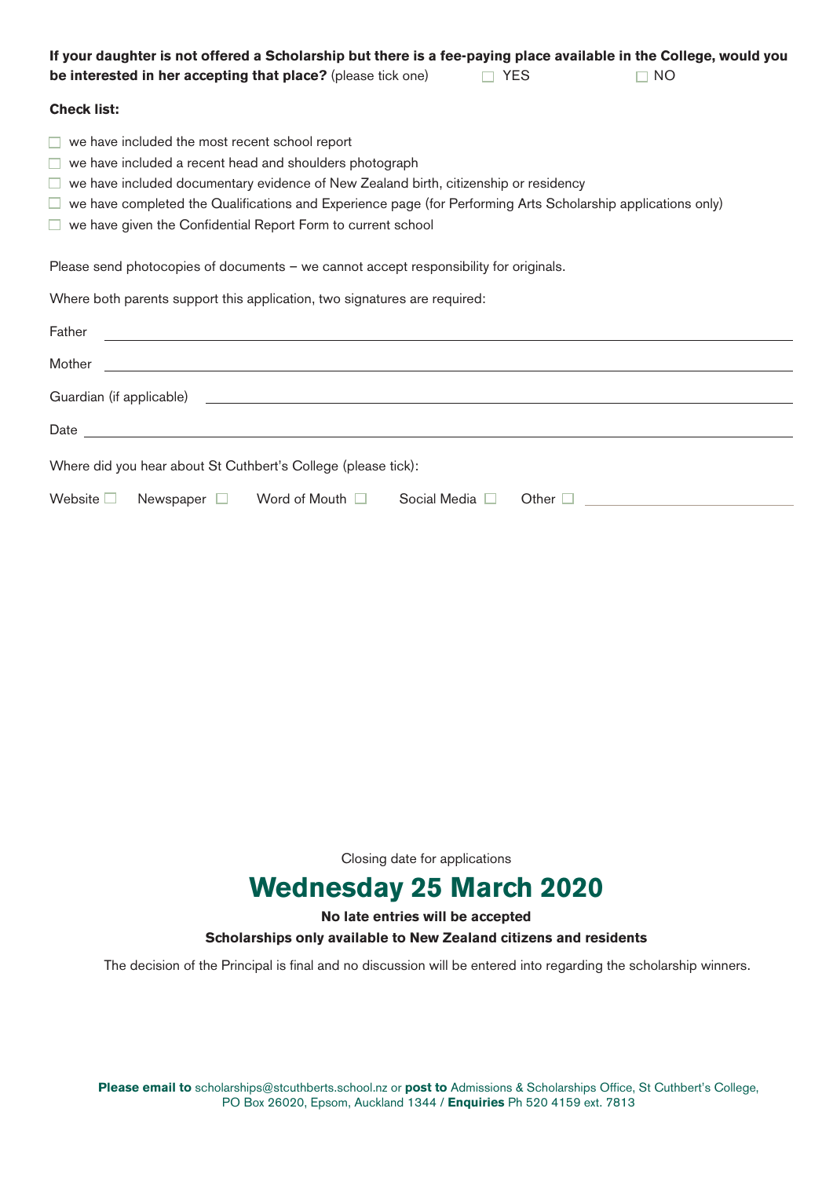**If your daughter is not offered a Scholarship but there is a fee-paying place available in the College, would you be interested in her accepting that place?** (please tick one) ☐ YES ☐ NO

**Check list:**

- ☐ we have included the most recent school report
- ☐ we have included a recent head and shoulders photograph
- ☐ we have included documentary evidence of New Zealand birth, citizenship or residency
- ☐ we have completed the Qualifications and Experience page (for Performing Arts Scholarship applications only)
- ☐ we have given the Confidential Report Form to current school

Please send photocopies of documents – we cannot accept responsibility for originals.

Where both parents support this application, two signatures are required:

Father \_\_\_\_\_\_\_\_\_\_\_\_\_\_\_\_\_\_\_\_\_\_\_\_\_\_\_\_\_\_\_\_\_\_\_\_\_\_\_\_

Mother \_\_\_\_\_\_\_\_\_\_\_\_\_\_\_\_\_\_\_\_\_\_\_\_\_\_\_\_\_\_\_\_\_\_\_\_\_\_\_\_

Guardian (if applicable) \_\_\_\_\_\_\_\_\_\_\_\_\_\_\_\_\_\_\_\_\_\_\_\_\_\_\_\_\_\_\_\_

Date \_\_\_\_\_\_\_\_\_\_\_\_\_\_\_\_\_\_\_\_\_\_\_\_\_\_\_\_\_\_\_\_\_\_\_\_\_\_\_\_

Where did you hear about St Cuthbert's College (please tick):

Website ☐ Newspaper ☐ Word of Mouth ☐ Social Media ☐ Other ☐ \_\_\_\_\_\_\_\_\_\_\_\_\_\_\_\_\_\_\_\_

Closing date for applications

# Wednesday 25 March 2020

**No late entries will be accepted**

**Scholarships only available to New Zealand citizens and residents**

The decision of the Principal is final and no discussion will be entered into regarding the scholarship winners.

**Please email to** scholarships@stcuthberts.school.nz or **post to** Admissions & Scholarships Office, St Cuthbert's College, PO Box 26020, Epsom, Auckland 1344 / **Enquiries** Ph 520 4159 ext. 7813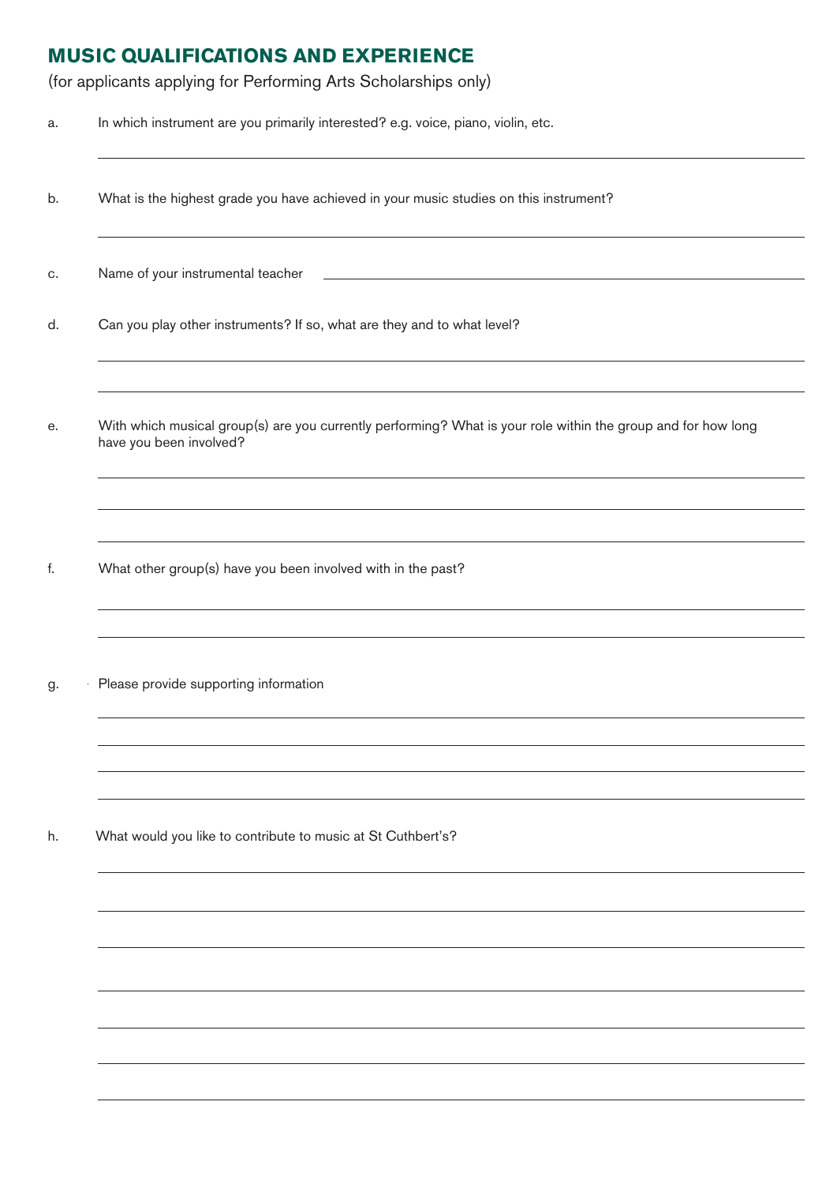## MUSIC QUALIFICATIONS AND EXPERIENCE

(for applicants applying for Performing Arts Scholarships only)

a. In which instrument are you primarily interested? e.g. voice, piano, violin, etc.

______________________________________________________________________

b. What is the highest grade you have achieved in your music studies on this instrument?

______________________________________________________________________

c. Name of your instrumental teacher ______________________________________________

d. Can you play other instruments? If so, what are they and to what level?

______________________________________________________________________

______________________________________________________________________

e. With which musical group(s) are you currently performing? What is your role within the group and for how long have you been involved?

______________________________________________________________________

______________________________________________________________________

______________________________________________________________________

f. What other group(s) have you been involved with in the past?

______________________________________________________________________

______________________________________________________________________

g. Please provide supporting information

______________________________________________________________________

______________________________________________________________________

______________________________________________________________________

______________________________________________________________________

h. What would you like to contribute to music at St Cuthbert's?

______________________________________________________________________

______________________________________________________________________

______________________________________________________________________

______________________________________________________________________

______________________________________________________________________

______________________________________________________________________

______________________________________________________________________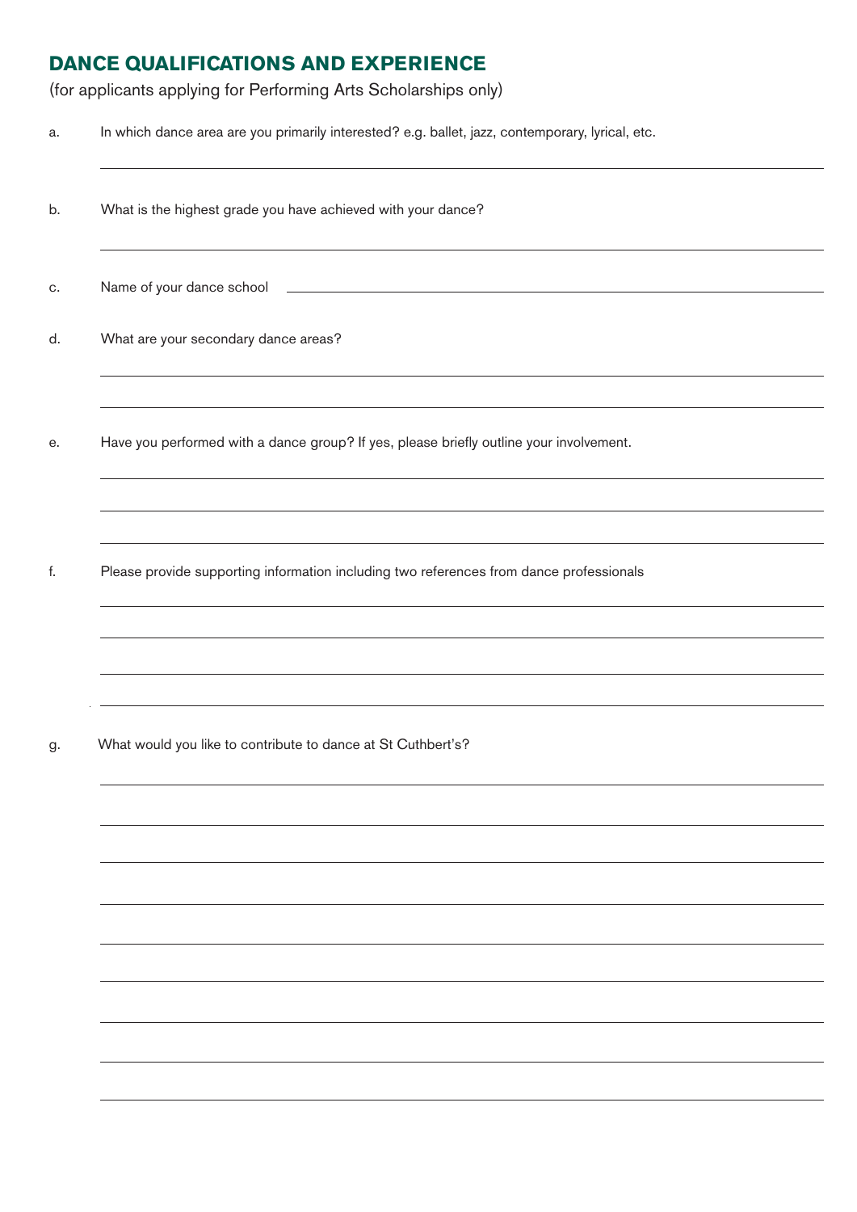## DANCE QUALIFICATIONS AND EXPERIENCE

(for applicants applying for Performing Arts Scholarships only)

a. In which dance area are you primarily interested? e.g. ballet, jazz, contemporary, lyrical, etc.

b. What is the highest grade you have achieved with your dance?

c. Name of your dance school

d. What are your secondary dance areas?

e. Have you performed with a dance group? If yes, please briefly outline your involvement.

f. Please provide supporting information including two references from dance professionals

g. What would you like to contribute to dance at St Cuthbert's?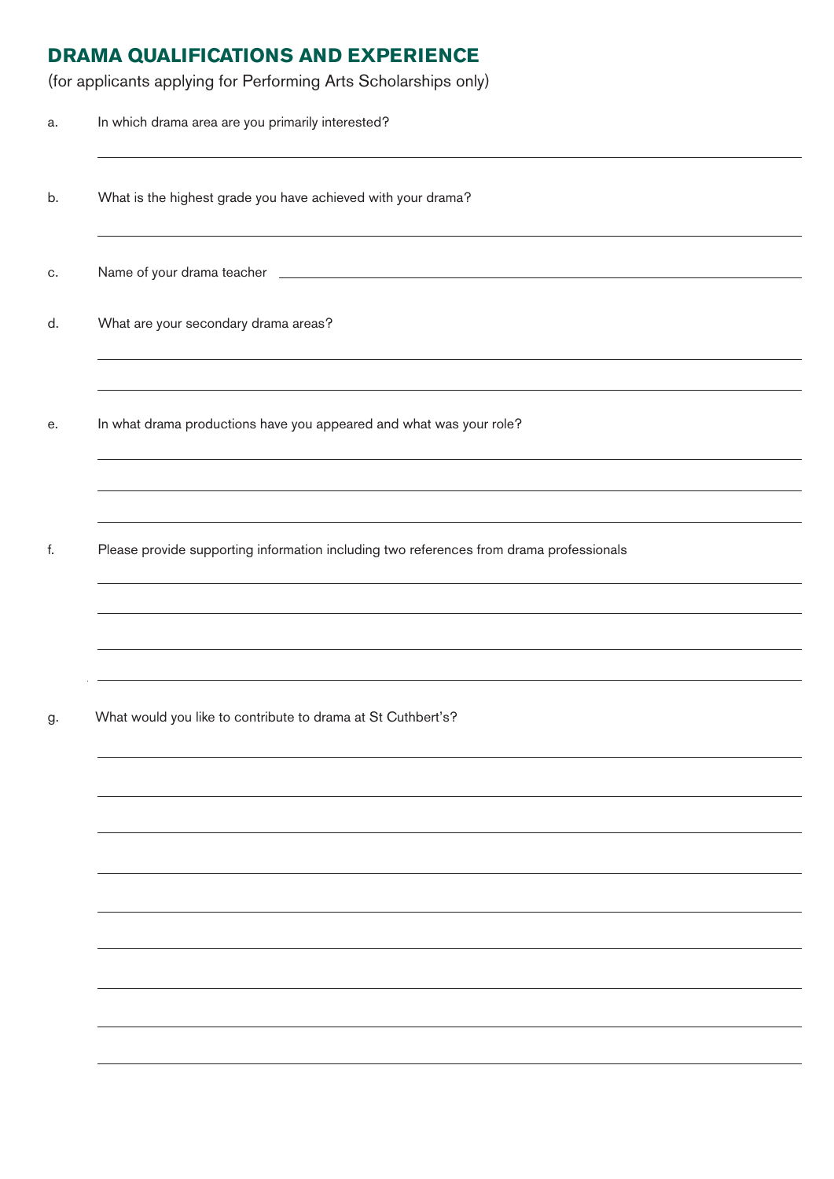## DRAMA QUALIFICATIONS AND EXPERIENCE

(for applicants applying for Performing Arts Scholarships only)

a. In which drama area are you primarily interested?

b. What is the highest grade you have achieved with your drama?

c. Name of your drama teacher

d. What are your secondary drama areas?

e. In what drama productions have you appeared and what was your role?

f. Please provide supporting information including two references from drama professionals

g. What would you like to contribute to drama at St Cuthbert's?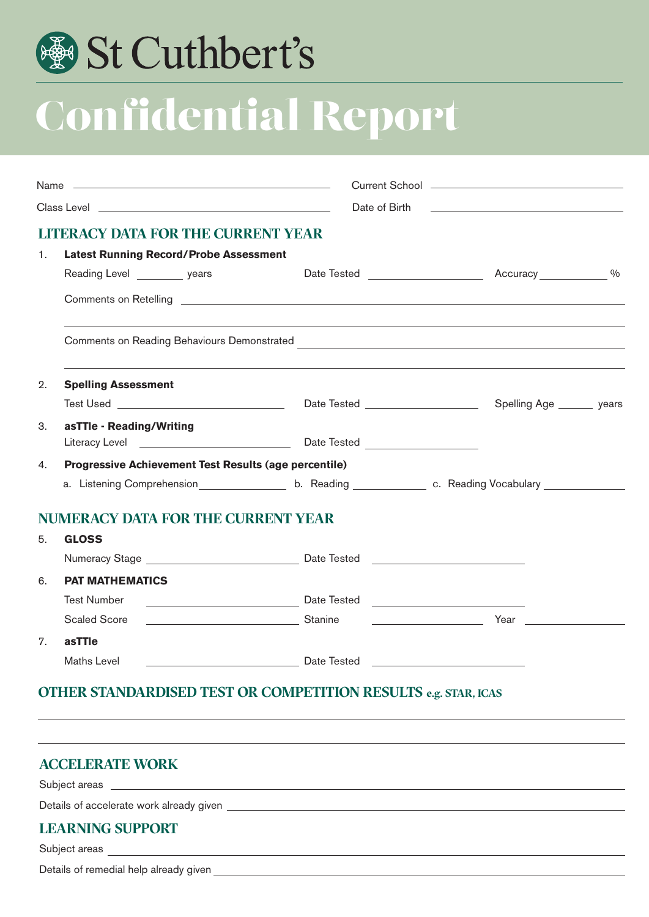St Cuthbert's

# Confidential Report

Name ____________________ Current School ____________________

Class Level ____________________ Date of Birth ____________________

## LITERACY DATA FOR THE CURRENT YEAR

1. **Latest Running Record/Probe Assessment**

   Reading Level ________ years Date Tested ____________________ Accuracy ____________ %

   Comments on Retelling ____________________

   Comments on Reading Behaviours Demonstrated ____________________

2. **Spelling Assessment**

   Test Used ____________________ Date Tested ____________________ Spelling Age ______ years

3. **asTTle - Reading/Writing**

   Literacy Level ____________________ Date Tested ____________________

4. **Progressive Achievement Test Results (age percentile)**

   a. Listening Comprehension ______________ b. Reading ____________ c. Reading Vocabulary ______________

## NUMERACY DATA FOR THE CURRENT YEAR

5. **GLOSS**

   Numeracy Stage ____________________ Date Tested ____________________

6. **PAT MATHEMATICS**

   Test Number ____________________ Date Tested ____________________

   Scaled Score ____________________ Stanine ____________________ Year ____________________

7. **asTTle**

   Maths Level ____________________ Date Tested ____________________

## OTHER STANDARDISED TEST OR COMPETITION RESULTS e.g. STAR, ICAS

____________________

____________________

## ACCELERATE WORK

Subject areas ____________________

Details of accelerate work already given ____________________

## LEARNING SUPPORT

Subject areas ____________________

Details of remedial help already given ____________________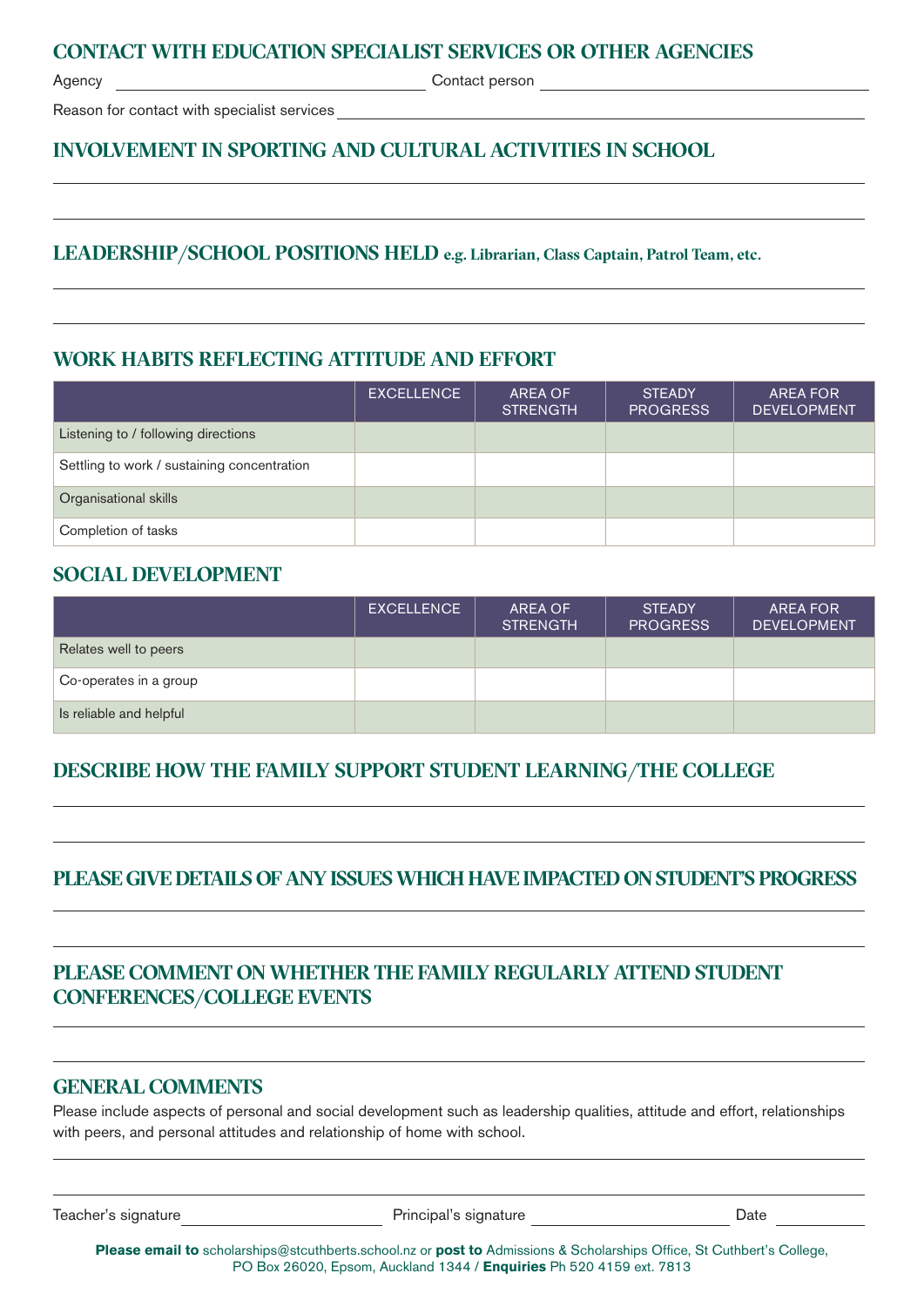## CONTACT WITH EDUCATION SPECIALIST SERVICES OR OTHER AGENCIES

Agency ______________________ Contact person ______________________

Reason for contact with specialist services ______________________

## INVOLVEMENT IN SPORTING AND CULTURAL ACTIVITIES IN SCHOOL

______________________

______________________

## LEADERSHIP/SCHOOL POSITIONS HELD e.g. Librarian, Class Captain, Patrol Team, etc.

______________________

______________________

## WORK HABITS REFLECTING ATTITUDE AND EFFORT

| | EXCELLENCE | AREA OF STRENGTH | STEADY PROGRESS | AREA FOR DEVELOPMENT |
|---|---|---|---|---|
| Listening to / following directions | | | | |
| Settling to work / sustaining concentration | | | | |
| Organisational skills | | | | |
| Completion of tasks | | | | |

## SOCIAL DEVELOPMENT

| | EXCELLENCE | AREA OF STRENGTH | STEADY PROGRESS | AREA FOR DEVELOPMENT |
|---|---|---|---|---|
| Relates well to peers | | | | |
| Co-operates in a group | | | | |
| Is reliable and helpful | | | | |

## DESCRIBE HOW THE FAMILY SUPPORT STUDENT LEARNING/THE COLLEGE

______________________

______________________

## PLEASE GIVE DETAILS OF ANY ISSUES WHICH HAVE IMPACTED ON STUDENT'S PROGRESS

______________________

______________________

## PLEASE COMMENT ON WHETHER THE FAMILY REGULARLY ATTEND STUDENT CONFERENCES/COLLEGE EVENTS

______________________

______________________

## GENERAL COMMENTS

Please include aspects of personal and social development such as leadership qualities, attitude and effort, relationships with peers, and personal attitudes and relationship of home with school.

______________________

______________________

Teacher's signature ______________ Principal's signature ______________ Date __________

**Please email to** scholarships@stcuthberts.school.nz or **post to** Admissions & Scholarships Office, St Cuthbert's College, PO Box 26020, Epsom, Auckland 1344 / **Enquiries** Ph 520 4159 ext. 7813